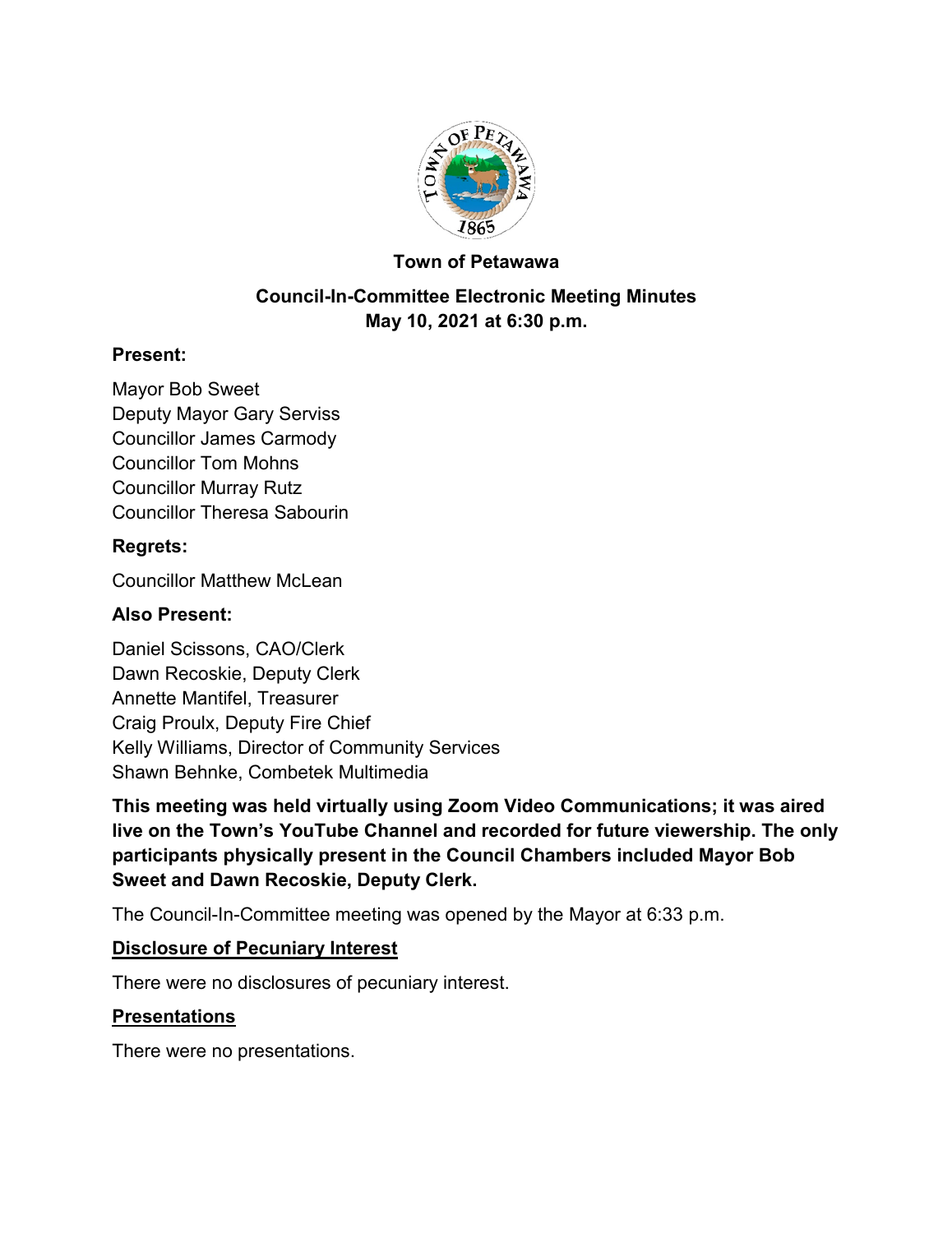# Town of Petawawa

## Council-In-Committee Electronic Meeting Minutes
## May 10, 2021 at 6:30 p.m.

### Present:

Mayor Bob Sweet
Deputy Mayor Gary Serviss
Councillor James Carmody
Councillor Tom Mohns
Councillor Murray Rutz
Councillor Theresa Sabourin

### Regrets:

Councillor Matthew McLean

### Also Present:

Daniel Scissons, CAO/Clerk
Dawn Recoskie, Deputy Clerk
Annette Mantifel, Treasurer
Craig Proulx, Deputy Fire Chief
Kelly Williams, Director of Community Services
Shawn Behnke, Combetek Multimedia

**This meeting was held virtually using Zoom Video Communications; it was aired live on the Town's YouTube Channel and recorded for future viewership. The only participants physically present in the Council Chambers included Mayor Bob Sweet and Dawn Recoskie, Deputy Clerk.**

The Council-In-Committee meeting was opened by the Mayor at 6:33 p.m.

### Disclosure of Pecuniary Interest

There were no disclosures of pecuniary interest.

### Presentations

There were no presentations.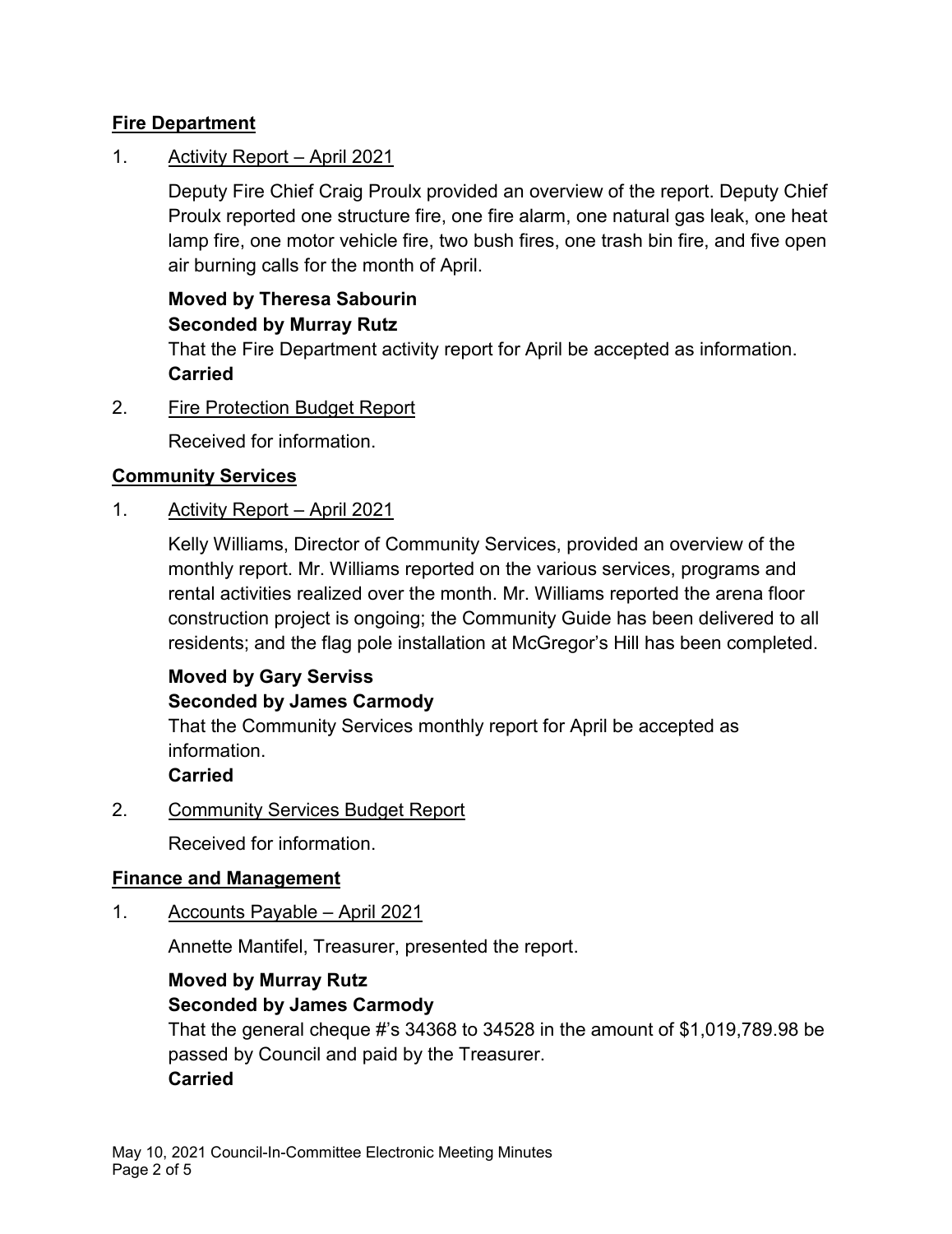## Fire Department

1. Activity Report – April 2021

   Deputy Fire Chief Craig Proulx provided an overview of the report. Deputy Chief Proulx reported one structure fire, one fire alarm, one natural gas leak, one heat lamp fire, one motor vehicle fire, two bush fires, one trash bin fire, and five open air burning calls for the month of April.

   **Moved by Theresa Sabourin**
   **Seconded by Murray Rutz**
   That the Fire Department activity report for April be accepted as information.
   **Carried**

2. Fire Protection Budget Report

   Received for information.

## Community Services

1. Activity Report – April 2021

   Kelly Williams, Director of Community Services, provided an overview of the monthly report. Mr. Williams reported on the various services, programs and rental activities realized over the month. Mr. Williams reported the arena floor construction project is ongoing; the Community Guide has been delivered to all residents; and the flag pole installation at McGregor's Hill has been completed.

   **Moved by Gary Serviss**
   **Seconded by James Carmody**
   That the Community Services monthly report for April be accepted as information.
   **Carried**

2. Community Services Budget Report

   Received for information.

## Finance and Management

1. Accounts Payable – April 2021

   Annette Mantifel, Treasurer, presented the report.

   **Moved by Murray Rutz**
   **Seconded by James Carmody**
   That the general cheque #'s 34368 to 34528 in the amount of $1,019,789.98 be passed by Council and paid by the Treasurer.
   **Carried**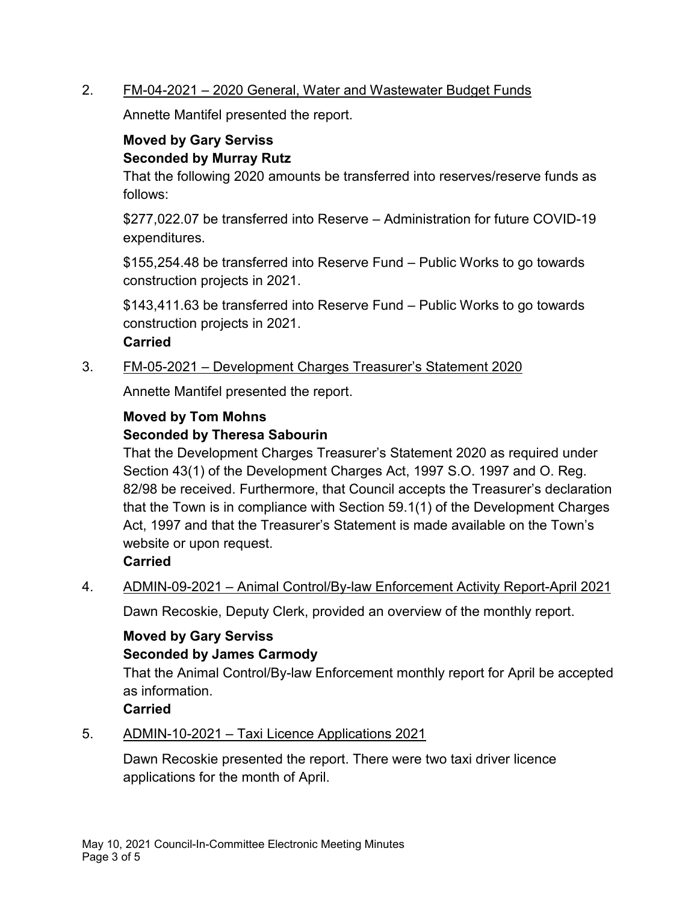2. <u>FM-04-2021 – 2020 General, Water and Wastewater Budget Funds</u>

   Annette Mantifel presented the report.

   **Moved by Gary Serviss**
   **Seconded by Murray Rutz**
   That the following 2020 amounts be transferred into reserves/reserve funds as follows:

   $277,022.07 be transferred into Reserve – Administration for future COVID-19 expenditures.

   $155,254.48 be transferred into Reserve Fund – Public Works to go towards construction projects in 2021.

   $143,411.63 be transferred into Reserve Fund – Public Works to go towards construction projects in 2021.
   **Carried**

3. <u>FM-05-2021 – Development Charges Treasurer's Statement 2020</u>

   Annette Mantifel presented the report.

   **Moved by Tom Mohns**
   **Seconded by Theresa Sabourin**
   That the Development Charges Treasurer's Statement 2020 as required under Section 43(1) of the Development Charges Act, 1997 S.O. 1997 and O. Reg. 82/98 be received. Furthermore, that Council accepts the Treasurer's declaration that the Town is in compliance with Section 59.1(1) of the Development Charges Act, 1997 and that the Treasurer's Statement is made available on the Town's website or upon request.
   **Carried**

4. <u>ADMIN-09-2021 – Animal Control/By-law Enforcement Activity Report-April 2021</u>

   Dawn Recoskie, Deputy Clerk, provided an overview of the monthly report.

   **Moved by Gary Serviss**
   **Seconded by James Carmody**
   That the Animal Control/By-law Enforcement monthly report for April be accepted as information.
   **Carried**

5. <u>ADMIN-10-2021 – Taxi Licence Applications 2021</u>

   Dawn Recoskie presented the report. There were two taxi driver licence applications for the month of April.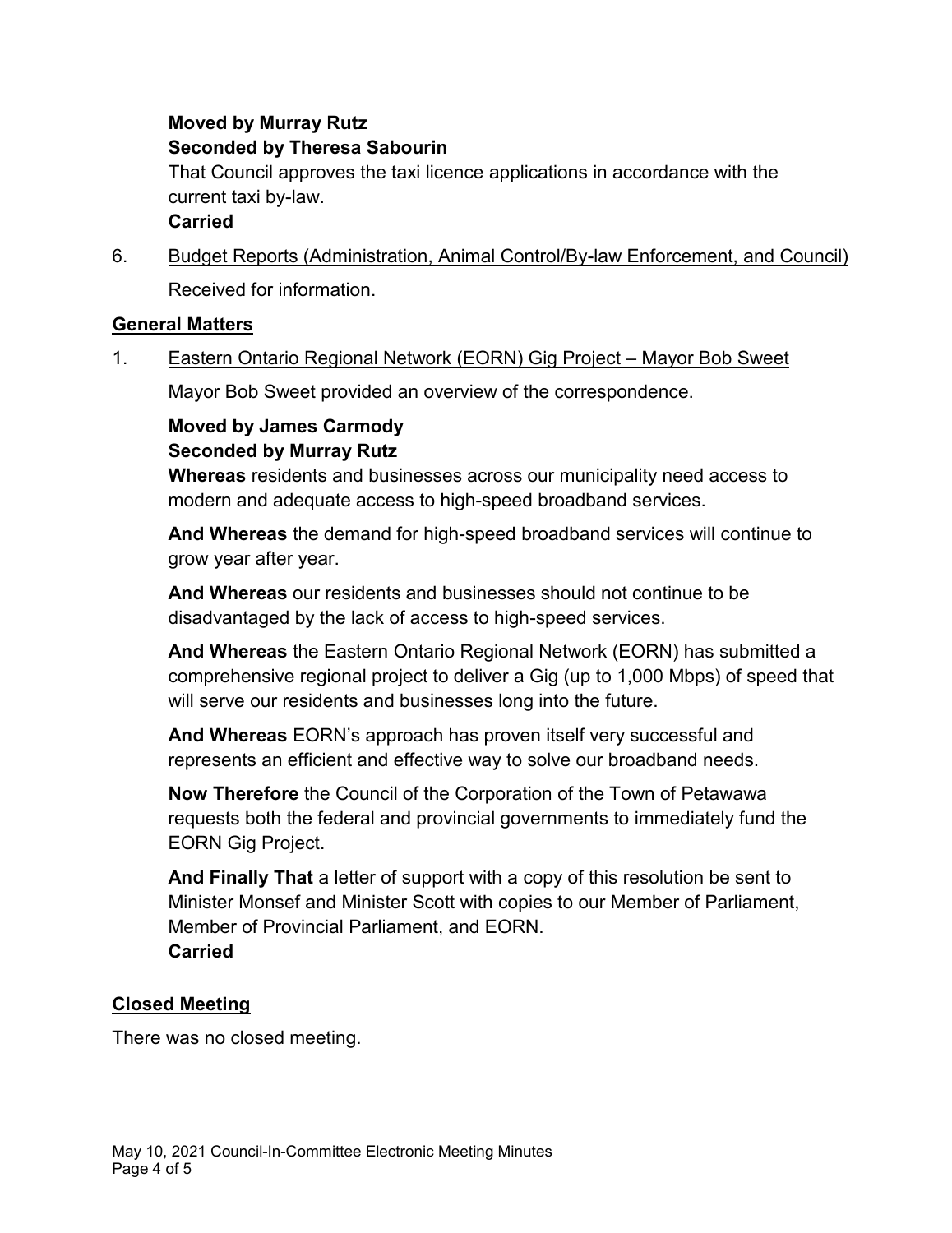**Moved by Murray Rutz**
**Seconded by Theresa Sabourin**
That Council approves the taxi licence applications in accordance with the current taxi by-law.
**Carried**

6. Budget Reports (Administration, Animal Control/By-law Enforcement, and Council)

   Received for information.

## General Matters

1. Eastern Ontario Regional Network (EORN) Gig Project – Mayor Bob Sweet

   Mayor Bob Sweet provided an overview of the correspondence.

   **Moved by James Carmody**
   **Seconded by Murray Rutz**
   **Whereas** residents and businesses across our municipality need access to modern and adequate access to high-speed broadband services.

   **And Whereas** the demand for high-speed broadband services will continue to grow year after year.

   **And Whereas** our residents and businesses should not continue to be disadvantaged by the lack of access to high-speed services.

   **And Whereas** the Eastern Ontario Regional Network (EORN) has submitted a comprehensive regional project to deliver a Gig (up to 1,000 Mbps) of speed that will serve our residents and businesses long into the future.

   **And Whereas** EORN's approach has proven itself very successful and represents an efficient and effective way to solve our broadband needs.

   **Now Therefore** the Council of the Corporation of the Town of Petawawa requests both the federal and provincial governments to immediately fund the EORN Gig Project.

   **And Finally That** a letter of support with a copy of this resolution be sent to Minister Monsef and Minister Scott with copies to our Member of Parliament, Member of Provincial Parliament, and EORN.
   **Carried**

## Closed Meeting

There was no closed meeting.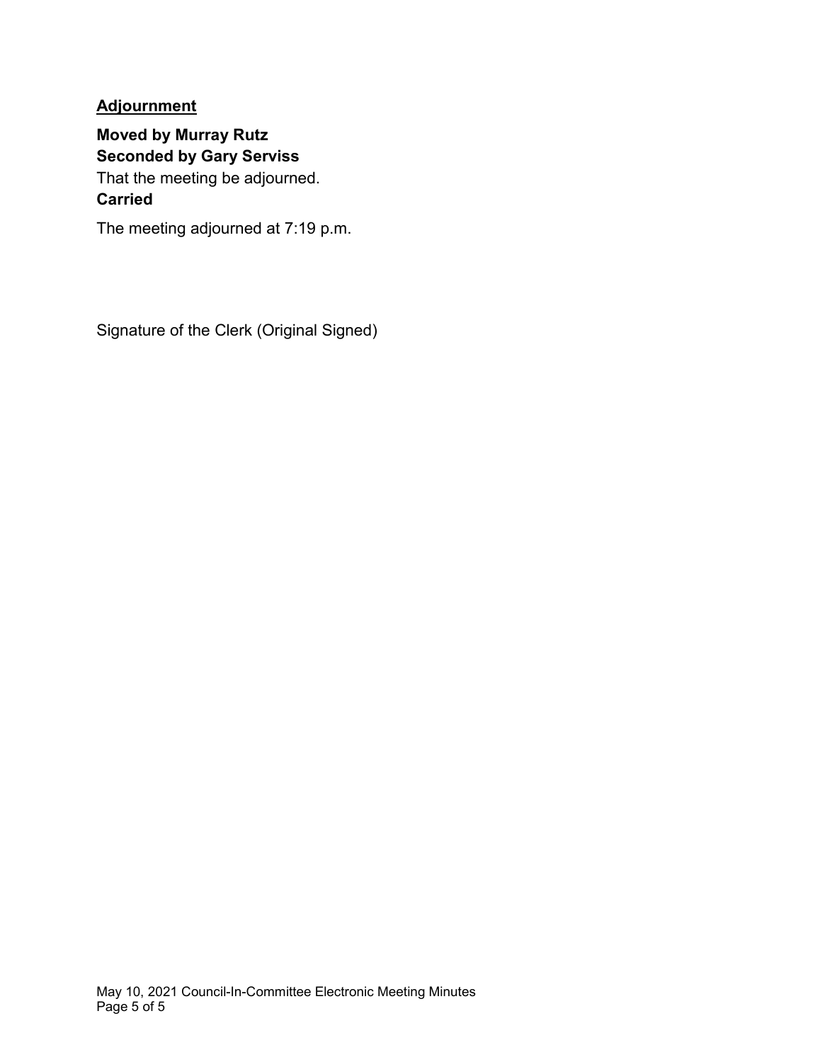## Adjournment

**Moved by Murray Rutz**
**Seconded by Gary Serviss**
That the meeting be adjourned.
**Carried**

The meeting adjourned at 7:19 p.m.

Signature of the Clerk (Original Signed)